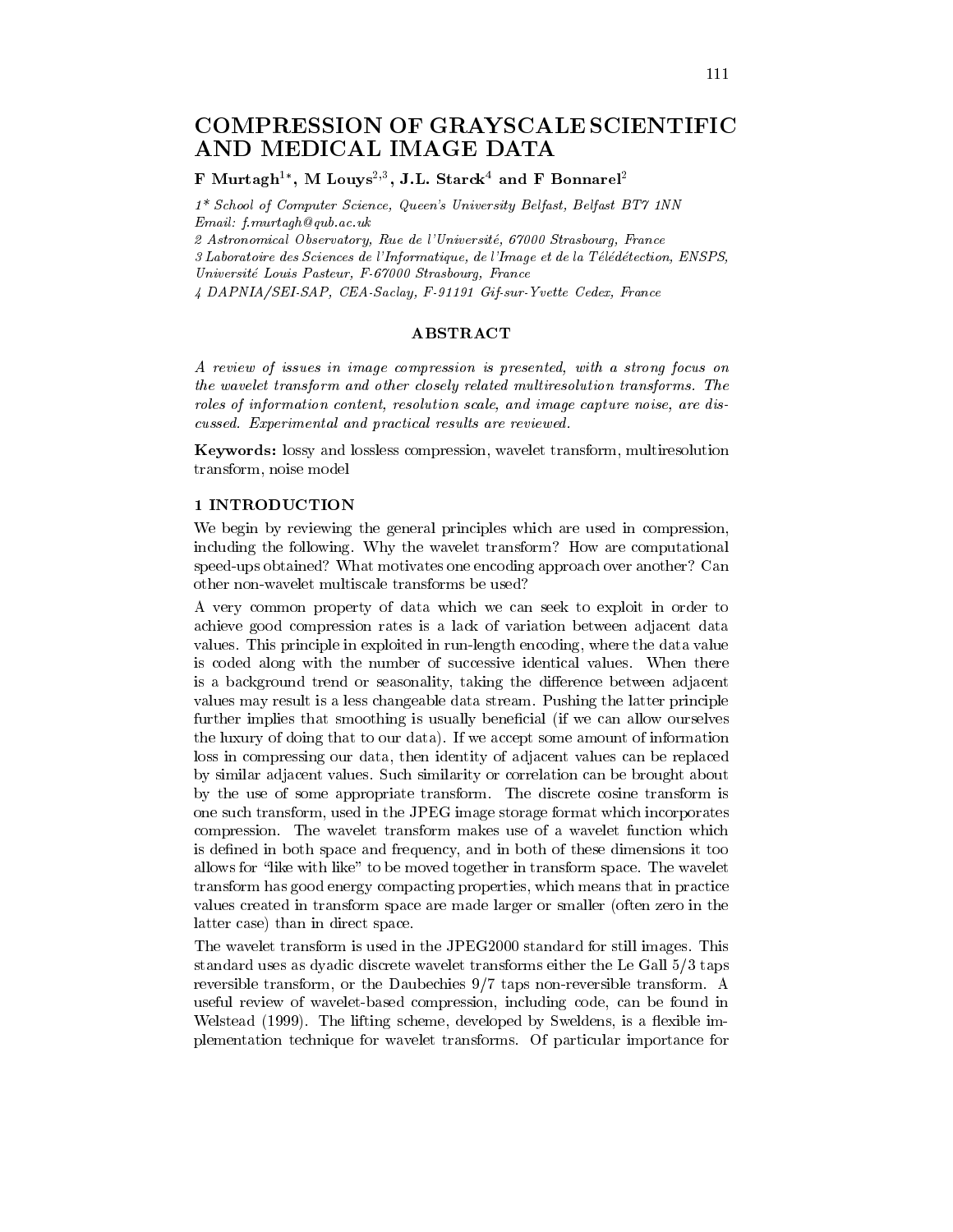# COMPRESSION OF GRAYSCALE SCIENTIFIC AND MEDICAL IMAGE DATA

**F Murtagh[1*], M Louys[2,3], J.L. Starck[4] and F Bonnarel[2]**

*1\* School of Computer Science, Queen's University Belfast, Belfast BT7 1NN*
*Email: f.murtagh@qub.ac.uk*
*2 Astronomical Observatory, Rue de l'Université, 67000 Strasbourg, France*
*3 Laboratoire des Sciences de l'Informatique, de l'Image et de la Télédétection, ENSPS, Université Louis Pasteur, F-67000 Strasbourg, France*
*4 DAPNIA/SEI-SAP, CEA-Saclay, F-91191 Gif-sur-Yvette Cedex, France*

## ABSTRACT

*A review of issues in image compression is presented, with a strong focus on the wavelet transform and other closely related multiresolution transforms. The roles of information content, resolution scale, and image capture noise, are discussed. Experimental and practical results are reviewed.*

**Keywords:** lossy and lossless compression, wavelet transform, multiresolution transform, noise model

## 1 INTRODUCTION

We begin by reviewing the general principles which are used in compression, including the following. Why the wavelet transform? How are computational speed-ups obtained? What motivates one encoding approach over another? Can other non-wavelet multiscale transforms be used?

A very common property of data which we can seek to exploit in order to achieve good compression rates is a lack of variation between adjacent data values. This principle in exploited in run-length encoding, where the data value is coded along with the number of successive identical values. When there is a background trend or seasonality, taking the difference between adjacent values may result is a less changeable data stream. Pushing the latter principle further implies that smoothing is usually beneficial (if we can allow ourselves the luxury of doing that to our data). If we accept some amount of information loss in compressing our data, then identity of adjacent values can be replaced by similar adjacent values. Such similarity or correlation can be brought about by the use of some appropriate transform. The discrete cosine transform is one such transform, used in the JPEG image storage format which incorporates compression. The wavelet transform makes use of a wavelet function which is defined in both space and frequency, and in both of these dimensions it too allows for "like with like" to be moved together in transform space. The wavelet transform has good energy compacting properties, which means that in practice values created in transform space are made larger or smaller (often zero in the latter case) than in direct space.

The wavelet transform is used in the JPEG2000 standard for still images. This standard uses as dyadic discrete wavelet transforms either the Le Gall 5/3 taps reversible transform, or the Daubechies 9/7 taps non-reversible transform. A useful review of wavelet-based compression, including code, can be found in Welstead (1999). The lifting scheme, developed by Sweldens, is a flexible implementation technique for wavelet transforms. Of particular importance for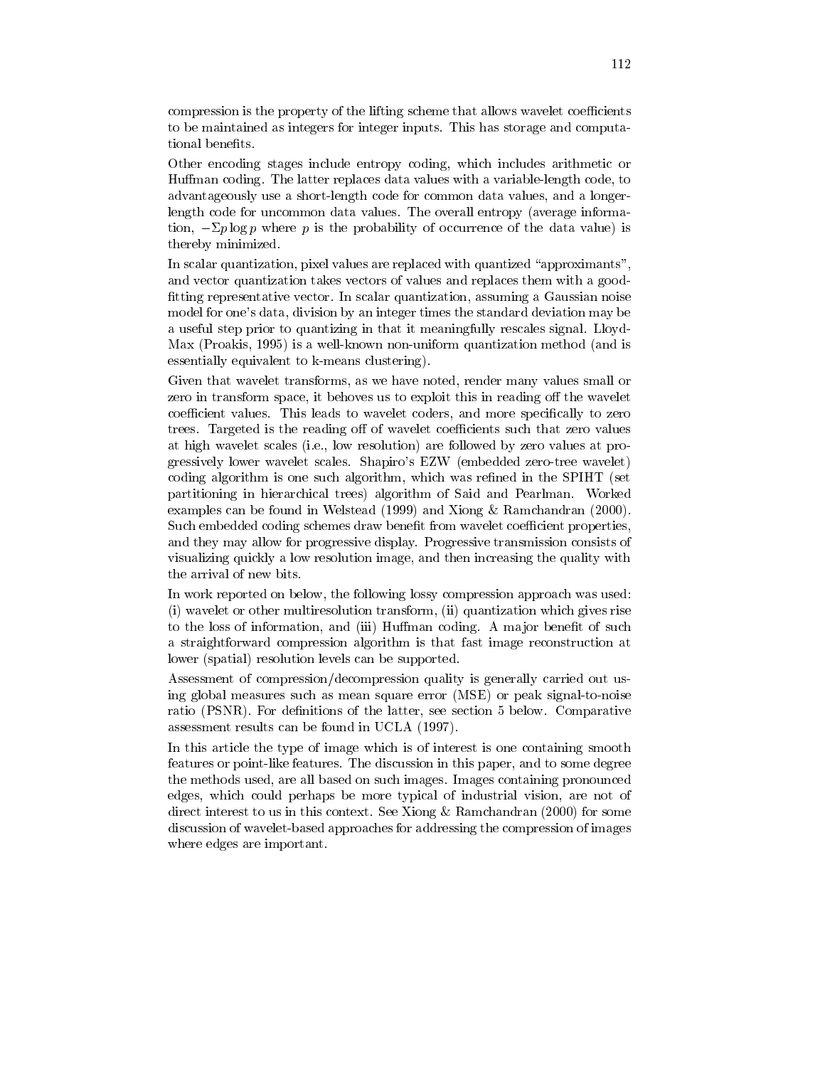compression is the property of the lifting scheme that allows wavelet coefficients to be maintained as integers for integer inputs. This has storage and computational benefits.

Other encoding stages include entropy coding, which includes arithmetic or Huffman coding. The latter replaces data values with a variable-length code, to advantageously use a short-length code for common data values, and a longer-length code for uncommon data values. The overall entropy (average information, $-\Sigma p \log p$ where $p$ is the probability of occurrence of the data value) is thereby minimized.

In scalar quantization, pixel values are replaced with quantized "approximants", and vector quantization takes vectors of values and replaces them with a good-fitting representative vector. In scalar quantization, assuming a Gaussian noise model for one's data, division by an integer times the standard deviation may be a useful step prior to quantizing in that it meaningfully rescales signal. Lloyd-Max (Proakis, 1995) is a well-known non-uniform quantization method (and is essentially equivalent to k-means clustering).

Given that wavelet transforms, as we have noted, render many values small or zero in transform space, it behoves us to exploit this in reading off the wavelet coefficient values. This leads to wavelet coders, and more specifically to zero trees. Targeted is the reading off of wavelet coefficients such that zero values at high wavelet scales (i.e., low resolution) are followed by zero values at progressively lower wavelet scales. Shapiro's EZW (embedded zero-tree wavelet) coding algorithm is one such algorithm, which was refined in the SPIHT (set partitioning in hierarchical trees) algorithm of Said and Pearlman. Worked examples can be found in Welstead (1999) and Xiong & Ramchandran (2000). Such embedded coding schemes draw benefit from wavelet coefficient properties, and they may allow for progressive display. Progressive transmission consists of visualizing quickly a low resolution image, and then increasing the quality with the arrival of new bits.

In work reported on below, the following lossy compression approach was used: (i) wavelet or other multiresolution transform, (ii) quantization which gives rise to the loss of information, and (iii) Huffman coding. A major benefit of such a straightforward compression algorithm is that fast image reconstruction at lower (spatial) resolution levels can be supported.

Assessment of compression/decompression quality is generally carried out using global measures such as mean square error (MSE) or peak signal-to-noise ratio (PSNR). For definitions of the latter, see section 5 below. Comparative assessment results can be found in UCLA (1997).

In this article the type of image which is of interest is one containing smooth features or point-like features. The discussion in this paper, and to some degree the methods used, are all based on such images. Images containing pronounced edges, which could perhaps be more typical of industrial vision, are not of direct interest to us in this context. See Xiong & Ramchandran (2000) for some discussion of wavelet-based approaches for addressing the compression of images where edges are important.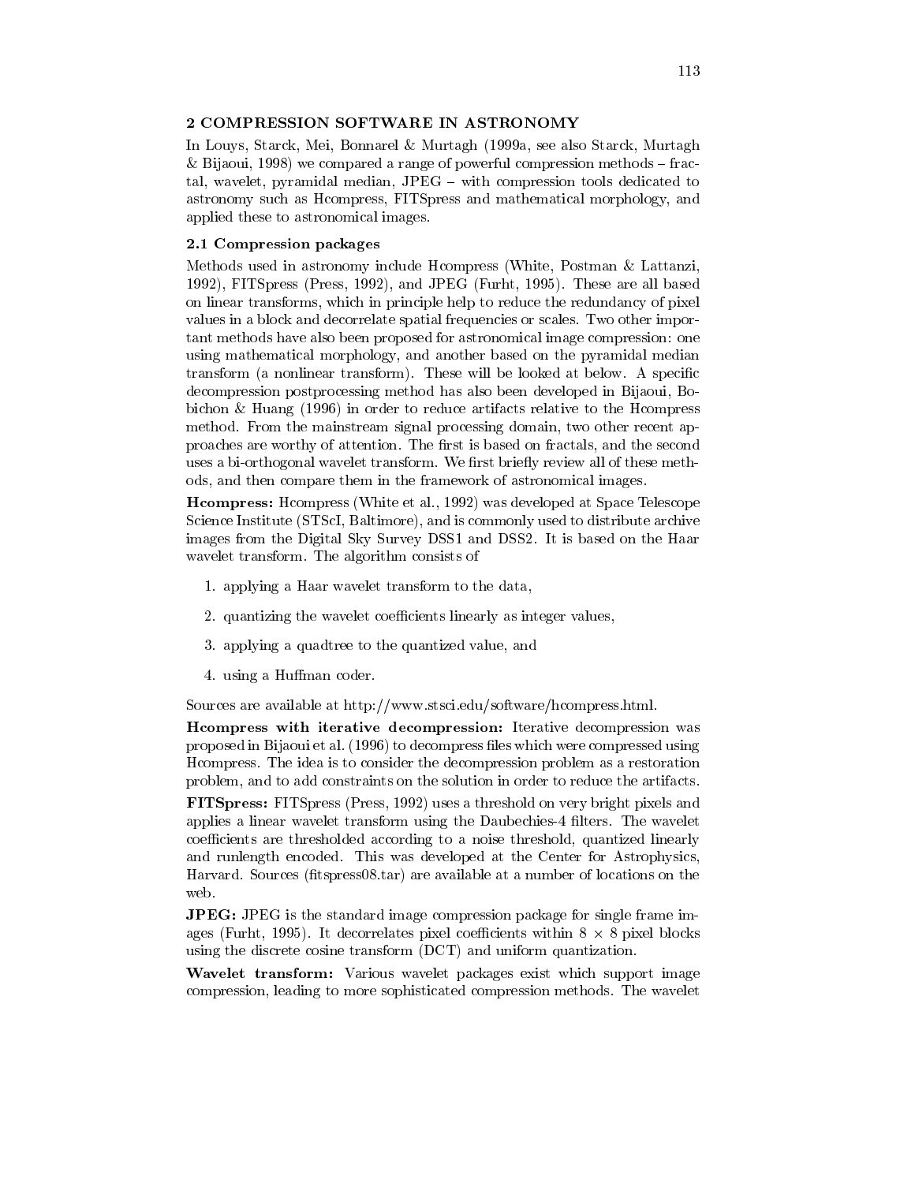## 2 COMPRESSION SOFTWARE IN ASTRONOMY

In Louys, Starck, Mei, Bonnarel & Murtagh (1999a, see also Starck, Murtagh & Bijaoui, 1998) we compared a range of powerful compression methods – fractal, wavelet, pyramidal median, JPEG – with compression tools dedicated to astronomy such as Hcompress, FITSpress and mathematical morphology, and applied these to astronomical images.

### 2.1 Compression packages

Methods used in astronomy include Hcompress (White, Postman & Lattanzi, 1992), FITSpress (Press, 1992), and JPEG (Furht, 1995). These are all based on linear transforms, which in principle help to reduce the redundancy of pixel values in a block and decorrelate spatial frequencies or scales. Two other important methods have also been proposed for astronomical image compression: one using mathematical morphology, and another based on the pyramidal median transform (a nonlinear transform). These will be looked at below. A specific decompression postprocessing method has also been developed in Bijaoui, Bobichon & Huang (1996) in order to reduce artifacts relative to the Hcompress method. From the mainstream signal processing domain, two other recent approaches are worthy of attention. The first is based on fractals, and the second uses a bi-orthogonal wavelet transform. We first briefly review all of these methods, and then compare them in the framework of astronomical images.

**Hcompress:** Hcompress (White et al., 1992) was developed at Space Telescope Science Institute (STScI, Baltimore), and is commonly used to distribute archive images from the Digital Sky Survey DSS1 and DSS2. It is based on the Haar wavelet transform. The algorithm consists of

1. applying a Haar wavelet transform to the data,
2. quantizing the wavelet coefficients linearly as integer values,
3. applying a quadtree to the quantized value, and
4. using a Huffman coder.

Sources are available at http://www.stsci.edu/software/hcompress.html.

**Hcompress with iterative decompression:** Iterative decompression was proposed in Bijaoui et al. (1996) to decompress files which were compressed using Hcompress. The idea is to consider the decompression problem as a restoration problem, and to add constraints on the solution in order to reduce the artifacts.

**FITSpress:** FITSpress (Press, 1992) uses a threshold on very bright pixels and applies a linear wavelet transform using the Daubechies-4 filters. The wavelet coefficients are thresholded according to a noise threshold, quantized linearly and runlength encoded. This was developed at the Center for Astrophysics, Harvard. Sources (fitspress08.tar) are available at a number of locations on the web.

**JPEG:** JPEG is the standard image compression package for single frame images (Furht, 1995). It decorrelates pixel coefficients within $8 \times 8$ pixel blocks using the discrete cosine transform (DCT) and uniform quantization.

**Wavelet transform:** Various wavelet packages exist which support image compression, leading to more sophisticated compression methods. The wavelet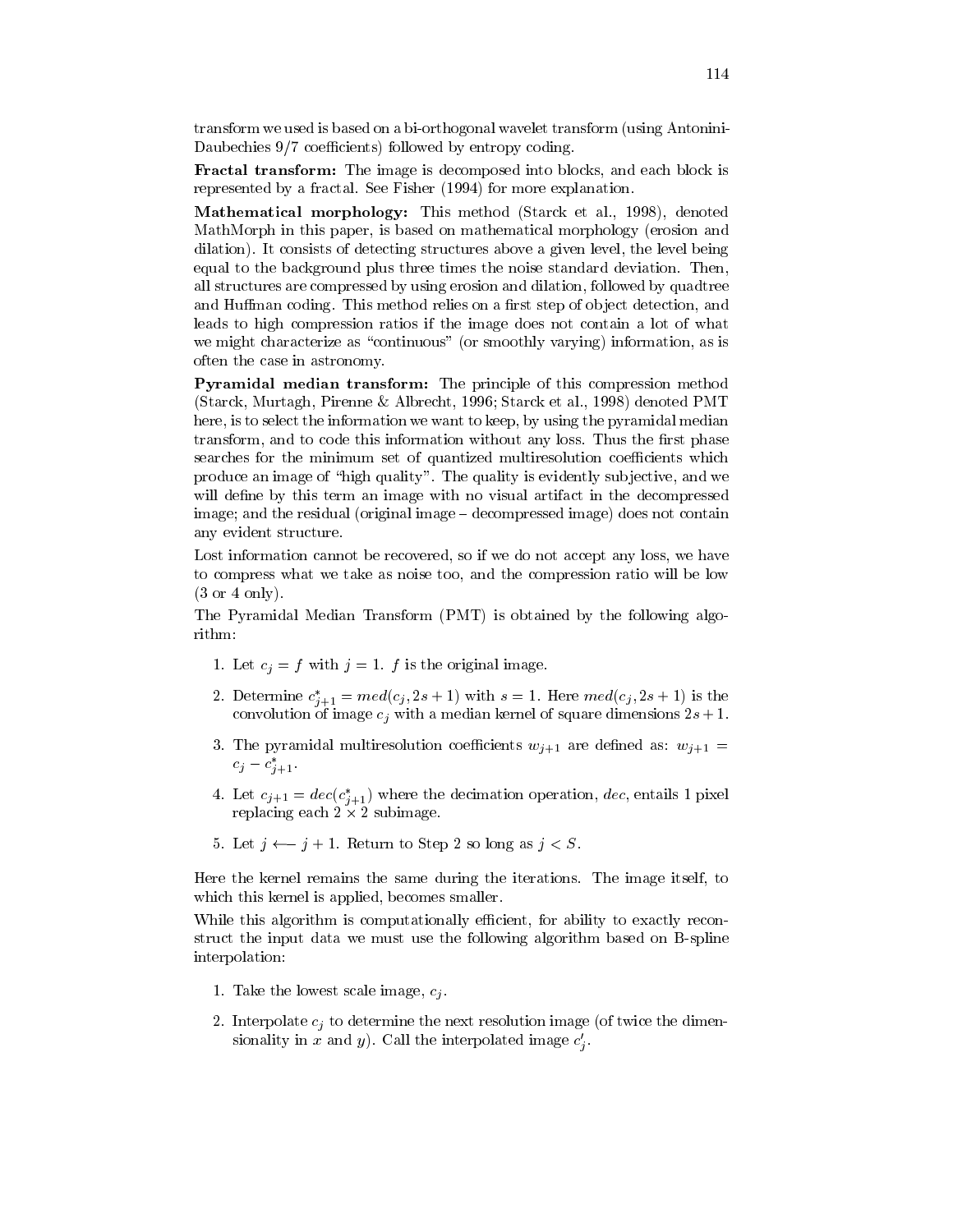transform we used is based on a bi-orthogonal wavelet transform (using Antonini-Daubechies 9/7 coefficients) followed by entropy coding.

**Fractal transform:** The image is decomposed into blocks, and each block is represented by a fractal. See Fisher (1994) for more explanation.

**Mathematical morphology:** This method (Starck et al., 1998), denoted MathMorph in this paper, is based on mathematical morphology (erosion and dilation). It consists of detecting structures above a given level, the level being equal to the background plus three times the noise standard deviation. Then, all structures are compressed by using erosion and dilation, followed by quadtree and Huffman coding. This method relies on a first step of object detection, and leads to high compression ratios if the image does not contain a lot of what we might characterize as "continuous" (or smoothly varying) information, as is often the case in astronomy.

**Pyramidal median transform:** The principle of this compression method (Starck, Murtagh, Pirenne & Albrecht, 1996; Starck et al., 1998) denoted PMT here, is to select the information we want to keep, by using the pyramidal median transform, and to code this information without any loss. Thus the first phase searches for the minimum set of quantized multiresolution coefficients which produce an image of "high quality". The quality is evidently subjective, and we will define by this term an image with no visual artifact in the decompressed image; and the residual (original image – decompressed image) does not contain any evident structure.

Lost information cannot be recovered, so if we do not accept any loss, we have to compress what we take as noise too, and the compression ratio will be low (3 or 4 only).

The Pyramidal Median Transform (PMT) is obtained by the following algorithm:

1. Let $c_j = f$ with $j = 1$. $f$ is the original image.
2. Determine $c^*_{j+1} = med(c_j, 2s+1)$ with $s = 1$. Here $med(c_j, 2s+1)$ is the convolution of image $c_j$ with a median kernel of square dimensions $2s+1$.
3. The pyramidal multiresolution coefficients $w_{j+1}$ are defined as: $w_{j+1} = c_j - c^*_{j+1}$.
4. Let $c_{j+1} = dec(c^*_{j+1})$ where the decimation operation, $dec$, entails 1 pixel replacing each $2 \times 2$ subimage.
5. Let $j \longleftarrow j+1$. Return to Step 2 so long as $j < S$.

Here the kernel remains the same during the iterations. The image itself, to which this kernel is applied, becomes smaller.

While this algorithm is computationally efficient, for ability to exactly reconstruct the input data we must use the following algorithm based on B-spline interpolation:

1. Take the lowest scale image, $c_j$.
2. Interpolate $c_j$ to determine the next resolution image (of twice the dimensionality in $x$ and $y$). Call the interpolated image $c'_j$.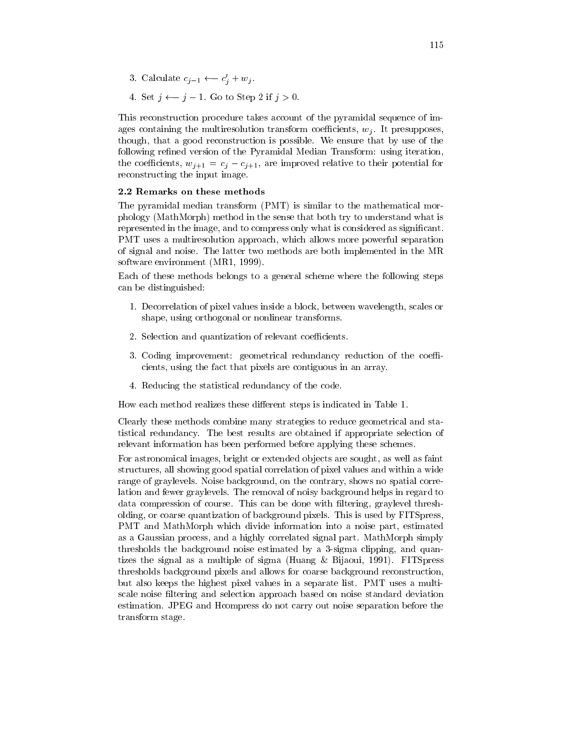3. Calculate $c_{j-1} \longleftarrow c'_j + w_j$.

4. Set $j \longleftarrow j - 1$. Go to Step 2 if $j > 0$.

This reconstruction procedure takes account of the pyramidal sequence of images containing the multiresolution transform coefficients, $w_j$. It presupposes, though, that a good reconstruction is possible. We ensure that by use of the following refined version of the Pyramidal Median Transform: using iteration, the coefficients, $w_{j+1} = c_j - c_{j+1}$, are improved relative to their potential for reconstructing the input image.

### 2.2 Remarks on these methods

The pyramidal median transform (PMT) is similar to the mathematical morphology (MathMorph) method in the sense that both try to understand what is represented in the image, and to compress only what is considered as significant. PMT uses a multiresolution approach, which allows more powerful separation of signal and noise. The latter two methods are both implemented in the MR software environment (MR1, 1999).

Each of these methods belongs to a general scheme where the following steps can be distinguished:

1. Decorrelation of pixel values inside a block, between wavelength, scales or shape, using orthogonal or nonlinear transforms.

2. Selection and quantization of relevant coefficients.

3. Coding improvement: geometrical redundancy reduction of the coefficients, using the fact that pixels are contiguous in an array.

4. Reducing the statistical redundancy of the code.

How each method realizes these different steps is indicated in Table 1.

Clearly these methods combine many strategies to reduce geometrical and statistical redundancy. The best results are obtained if appropriate selection of relevant information has been performed before applying these schemes.

For astronomical images, bright or extended objects are sought, as well as faint structures, all showing good spatial correlation of pixel values and within a wide range of graylevels. Noise background, on the contrary, shows no spatial correlation and fewer graylevels. The removal of noisy background helps in regard to data compression of course. This can be done with filtering, graylevel thresholding, or coarse quantization of background pixels. This is used by FITSpress, PMT and MathMorph which divide information into a noise part, estimated as a Gaussian process, and a highly correlated signal part. MathMorph simply thresholds the background noise estimated by a 3-sigma clipping, and quantizes the signal as a multiple of sigma (Huang & Bijaoui, 1991). FITSpress thresholds background pixels and allows for coarse background reconstruction, but also keeps the highest pixel values in a separate list. PMT uses a multiscale noise filtering and selection approach based on noise standard deviation estimation. JPEG and Hcompress do not carry out noise separation before the transform stage.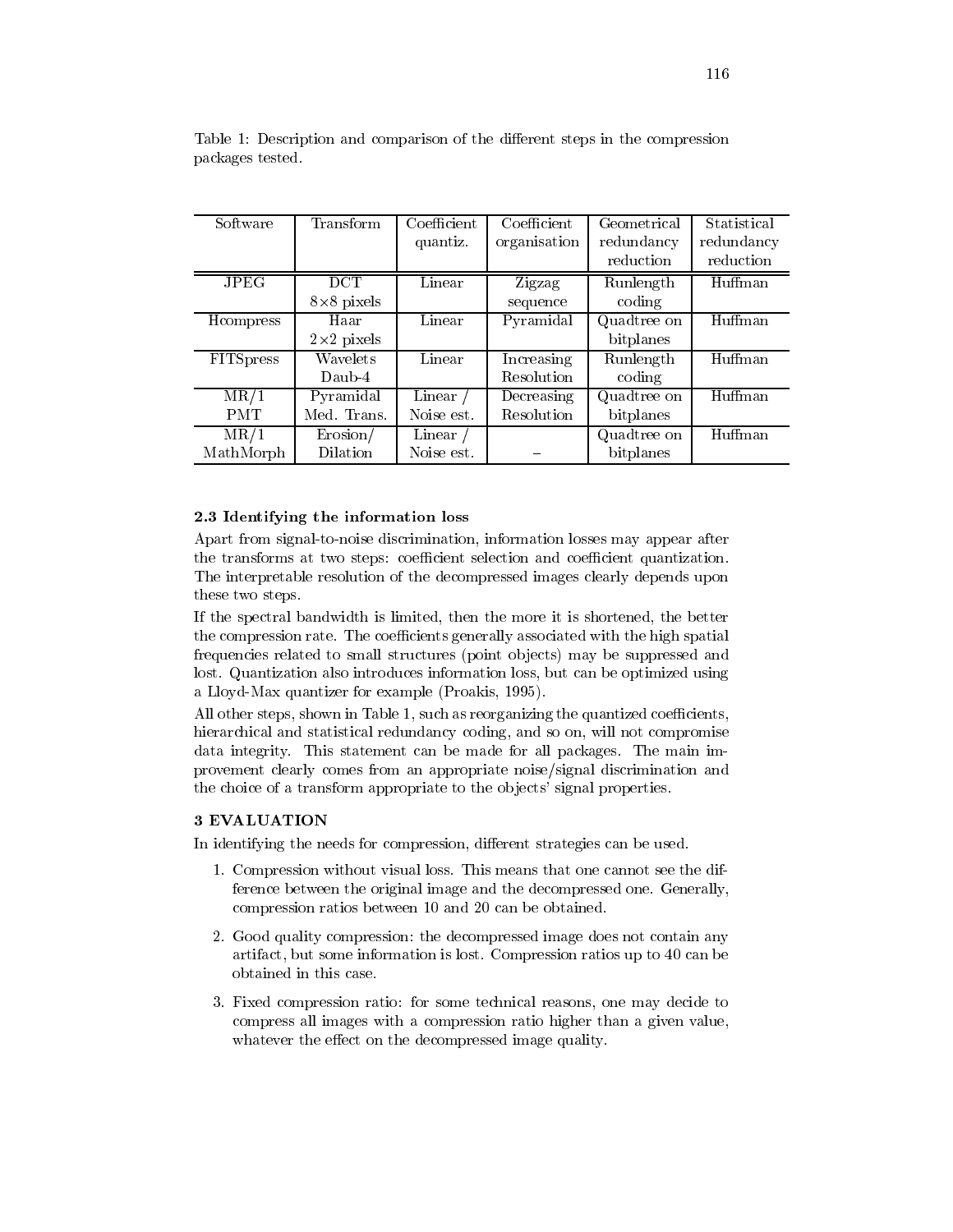Table 1: Description and comparison of the different steps in the compression packages tested.

| Software | Transform | Coefficient quantiz. | Coefficient organisation | Geometrical redundancy reduction | Statistical redundancy reduction |
|---|---|---|---|---|---|
| JPEG | DCT $8 \times 8$ pixels | Linear | Zigzag sequence | Runlength coding | Huffman |
| Hcompress | Haar $2 \times 2$ pixels | Linear | Pyramidal | Quadtree on bitplanes | Huffman |
| FITSpress | Wavelets Daub-4 | Linear | Increasing Resolution | Runlength coding | Huffman |
| MR/1 PMT | Pyramidal Med. Trans. | Linear / Noise est. | Decreasing Resolution | Quadtree on bitplanes | Huffman |
| MR/1 MathMorph | Erosion/ Dilation | Linear / Noise est. | – | Quadtree on bitplanes | Huffman |

### 2.3 Identifying the information loss

Apart from signal-to-noise discrimination, information losses may appear after the transforms at two steps: coefficient selection and coefficient quantization. The interpretable resolution of the decompressed images clearly depends upon these two steps.

If the spectral bandwidth is limited, then the more it is shortened, the better the compression rate. The coefficients generally associated with the high spatial frequencies related to small structures (point objects) may be suppressed and lost. Quantization also introduces information loss, but can be optimized using a Lloyd-Max quantizer for example (Proakis, 1995).

All other steps, shown in Table 1, such as reorganizing the quantized coefficients, hierarchical and statistical redundancy coding, and so on, will not compromise data integrity. This statement can be made for all packages. The main improvement clearly comes from an appropriate noise/signal discrimination and the choice of a transform appropriate to the objects' signal properties.

## 3 EVALUATION

In identifying the needs for compression, different strategies can be used.

1. Compression without visual loss. This means that one cannot see the difference between the original image and the decompressed one. Generally, compression ratios between 10 and 20 can be obtained.

2. Good quality compression: the decompressed image does not contain any artifact, but some information is lost. Compression ratios up to 40 can be obtained in this case.

3. Fixed compression ratio: for some technical reasons, one may decide to compress all images with a compression ratio higher than a given value, whatever the effect on the decompressed image quality.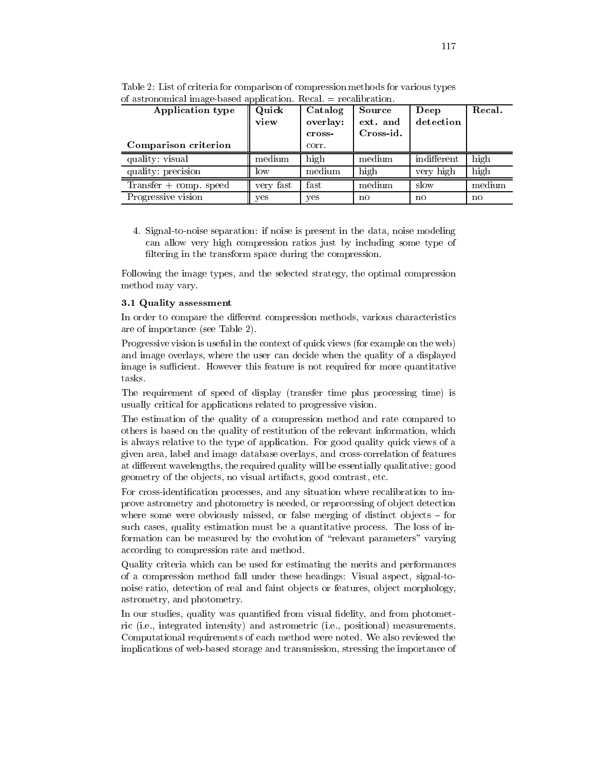Table 2: List of criteria for comparison of compression methods for various types of astronomical image-based application. Recal. = recalibration.

| Application type / Comparison criterion | Quick view | Catalog overlay: cross-corr. | Source ext. and Cross-id. | Deep detection | Recal. |
|---|---|---|---|---|---|
| quality: visual | medium | high | medium | indifferent | high |
| quality: precision | low | medium | high | very high | high |
| Transfer + comp. speed | very fast | fast | medium | slow | medium |
| Progressive vision | yes | yes | no | no | no |

4. Signal-to-noise separation: if noise is present in the data, noise modeling can allow very high compression ratios just by including some type of filtering in the transform space during the compression.

Following the image types, and the selected strategy, the optimal compression method may vary.

### 3.1 Quality assessment

In order to compare the different compression methods, various characteristics are of importance (see Table 2).

Progressive vision is useful in the context of quick views (for example on the web) and image overlays, where the user can decide when the quality of a displayed image is sufficient. However this feature is not required for more quantitative tasks.

The requirement of speed of display (transfer time plus processing time) is usually critical for applications related to progressive vision.

The estimation of the quality of a compression method and rate compared to others is based on the quality of restitution of the relevant information, which is always relative to the type of application. For good quality quick views of a given area, label and image database overlays, and cross-correlation of features at different wavelengths, the required quality will be essentially qualitative: good geometry of the objects, no visual artifacts, good contrast, etc.

For cross-identification processes, and any situation where recalibration to improve astrometry and photometry is needed, or reprocessing of object detection where some were obviously missed, or false merging of distinct objects – for such cases, quality estimation must be a quantitative process. The loss of information can be measured by the evolution of "relevant parameters" varying according to compression rate and method.

Quality criteria which can be used for estimating the merits and performances of a compression method fall under these headings: Visual aspect, signal-to-noise ratio, detection of real and faint objects or features, object morphology, astrometry, and photometry.

In our studies, quality was quantified from visual fidelity, and from photometric (i.e., integrated intensity) and astrometric (i.e., positional) measurements. Computational requirements of each method were noted. We also reviewed the implications of web-based storage and transmission, stressing the importance of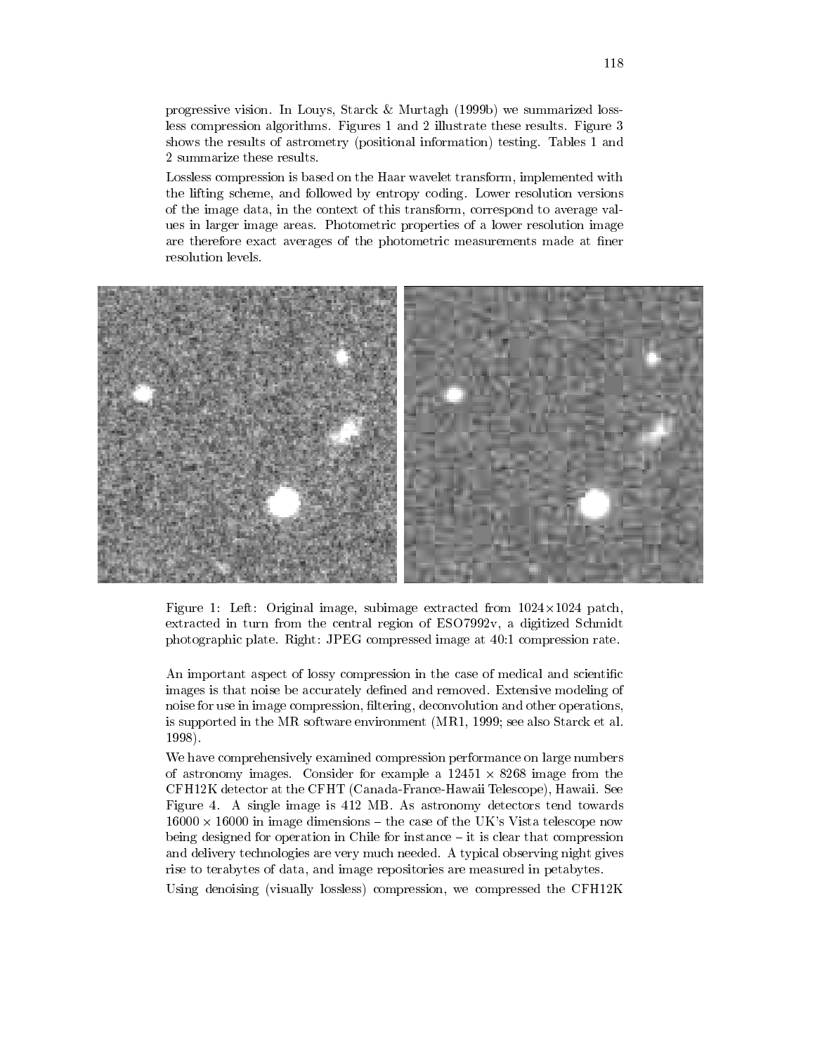progressive vision. In Louys, Starck & Murtagh (1999b) we summarized lossless compression algorithms. Figures 1 and 2 illustrate these results. Figure 3 shows the results of astrometry (positional information) testing. Tables 1 and 2 summarize these results.

Lossless compression is based on the Haar wavelet transform, implemented with the lifting scheme, and followed by entropy coding. Lower resolution versions of the image data, in the context of this transform, correspond to average values in larger image areas. Photometric properties of a lower resolution image are therefore exact averages of the photometric measurements made at finer resolution levels.

Figure 1: Left: Original image, subimage extracted from $1024 \times 1024$ patch, extracted in turn from the central region of ESO7992v, a digitized Schmidt photographic plate. Right: JPEG compressed image at 40:1 compression rate.

An important aspect of lossy compression in the case of medical and scientific images is that noise be accurately defined and removed. Extensive modeling of noise for use in image compression, filtering, deconvolution and other operations, is supported in the MR software environment (MR1, 1999; see also Starck et al. 1998).

We have comprehensively examined compression performance on large numbers of astronomy images. Consider for example a $12451 \times 8268$ image from the CFH12K detector at the CFHT (Canada-France-Hawaii Telescope), Hawaii. See Figure 4. A single image is 412 MB. As astronomy detectors tend towards $16000 \times 16000$ in image dimensions – the case of the UK's Vista telescope now being designed for operation in Chile for instance – it is clear that compression and delivery technologies are very much needed. A typical observing night gives rise to terabytes of data, and image repositories are measured in petabytes.

Using denoising (visually lossless) compression, we compressed the CFH12K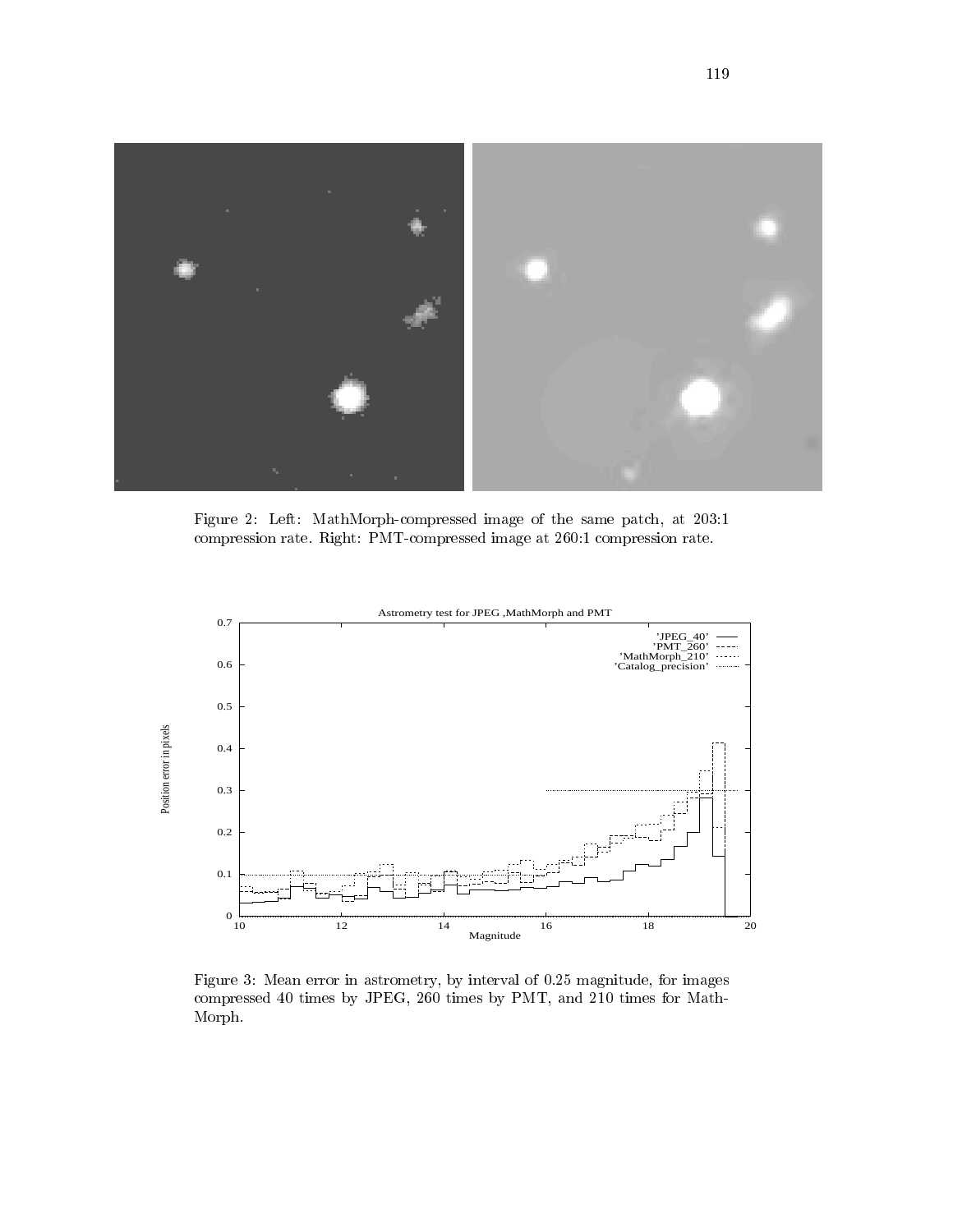Figure 2: Left: MathMorph-compressed image of the same patch, at 203:1 compression rate. Right: PMT-compressed image at 260:1 compression rate.

Figure 3: Mean error in astrometry, by interval of 0.25 magnitude, for images compressed 40 times by JPEG, 260 times by PMT, and 210 times for MathMorph.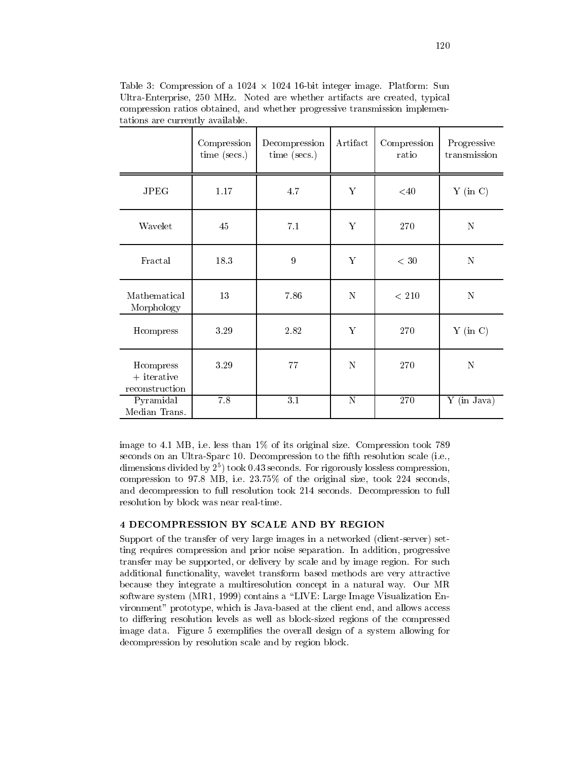Table 3: Compression of a 1024 $\times$ 1024 16-bit integer image. Platform: Sun Ultra-Enterprise, 250 MHz. Noted are whether artifacts are created, typical compression ratios obtained, and whether progressive transmission implementations are currently available.

| | Compression time (secs.) | Decompression time (secs.) | Artifact | Compression ratio | Progressive transmission |
|---|---|---|---|---|---|
| JPEG | 1.17 | 4.7 | Y | <40 | Y (in C) |
| Wavelet | 45 | 7.1 | Y | 270 | N |
| Fractal | 18.3 | 9 | Y | < 30 | N |
| Mathematical Morphology | 13 | 7.86 | N | < 210 | N |
| Hcompress | 3.29 | 2.82 | Y | 270 | Y (in C) |
| Hcompress + iterative reconstruction | 3.29 | 77 | N | 270 | N |
| Pyramidal Median Trans. | 7.8 | 3.1 | N | 270 | Y (in Java) |

image to 4.1 MB, i.e. less than 1% of its original size. Compression took 789 seconds on an Ultra-Sparc 10. Decompression to the fifth resolution scale (i.e., dimensions divided by $2^5$) took 0.43 seconds. For rigorously lossless compression, compression to 97.8 MB, i.e. 23.75% of the original size, took 224 seconds, and decompression to full resolution took 214 seconds. Decompression to full resolution by block was near real-time.

## 4 DECOMPRESSION BY SCALE AND BY REGION

Support of the transfer of very large images in a networked (client-server) setting requires compression and prior noise separation. In addition, progressive transfer may be supported, or delivery by scale and by image region. For such additional functionality, wavelet transform based methods are very attractive because they integrate a multiresolution concept in a natural way. Our MR software system (MR1, 1999) contains a "LIVE: Large Image Visualization Environment" prototype, which is Java-based at the client end, and allows access to differing resolution levels as well as block-sized regions of the compressed image data. Figure 5 exemplifies the overall design of a system allowing for decompression by resolution scale and by region block.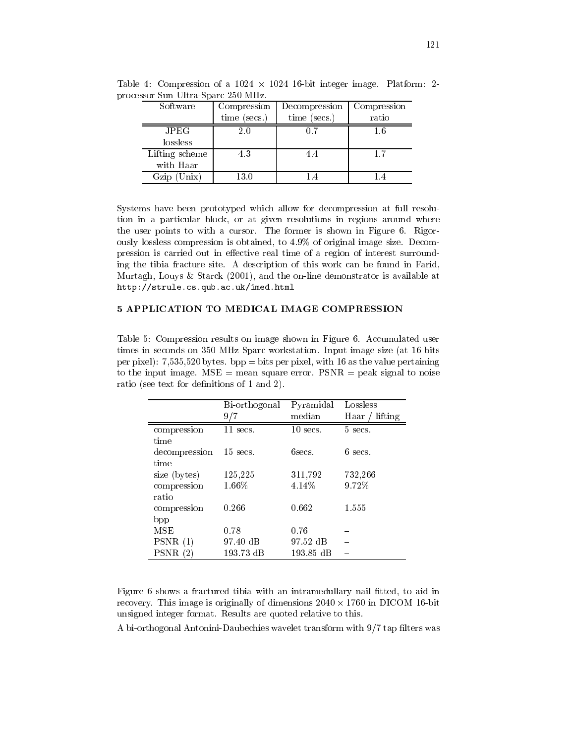Table 4: Compression of a 1024 $\times$ 1024 16-bit integer image. Platform: 2-processor Sun Ultra-Sparc 250 MHz.

| Software | Compression time (secs.) | Decompression time (secs.) | Compression ratio |
|---|---|---|---|
| JPEG lossless | 2.0 | 0.7 | 1.6 |
| Lifting scheme with Haar | 4.3 | 4.4 | 1.7 |
| Gzip (Unix) | 13.0 | 1.4 | 1.4 |

Systems have been prototyped which allow for decompression at full resolution in a particular block, or at given resolutions in regions around where the user points to with a cursor. The former is shown in Figure 6. Rigorously lossless compression is obtained, to 4.9% of original image size. Decompression is carried out in effective real time of a region of interest surrounding the tibia fracture site. A description of this work can be found in Farid, Murtagh, Louys & Starck (2001), and the on-line demonstrator is available at `http://strule.cs.qub.ac.uk/imed.html`

## 5 APPLICATION TO MEDICAL IMAGE COMPRESSION

Table 5: Compression results on image shown in Figure 6. Accumulated user times in seconds on 350 MHz Sparc workstation. Input image size (at 16 bits per pixel): 7,535,520 bytes. bpp = bits per pixel, with 16 as the value pertaining to the input image. MSE = mean square error. PSNR = peak signal to noise ratio (see text for definitions of 1 and 2).

| | Bi-orthogonal 9/7 | Pyramidal median | Lossless Haar / lifting |
|---|---|---|---|
| compression time | 11 secs. | 10 secs. | 5 secs. |
| decompression time | 15 secs. | 6secs. | 6 secs. |
| size (bytes) | 125,225 | 311,792 | 732,266 |
| compression ratio | 1.66% | 4.14% | 9.72% |
| compression bpp | 0.266 | 0.662 | 1.555 |
| MSE | 0.78 | 0.76 | – |
| PSNR (1) | 97.40 dB | 97.52 dB | – |
| PSNR (2) | 193.73 dB | 193.85 dB | – |

Figure 6 shows a fractured tibia with an intramedullary nail fitted, to aid in recovery. This image is originally of dimensions 2040 $\times$ 1760 in DICOM 16-bit unsigned integer format. Results are quoted relative to this.

A bi-orthogonal Antonini-Daubechies wavelet transform with 9/7 tap filters was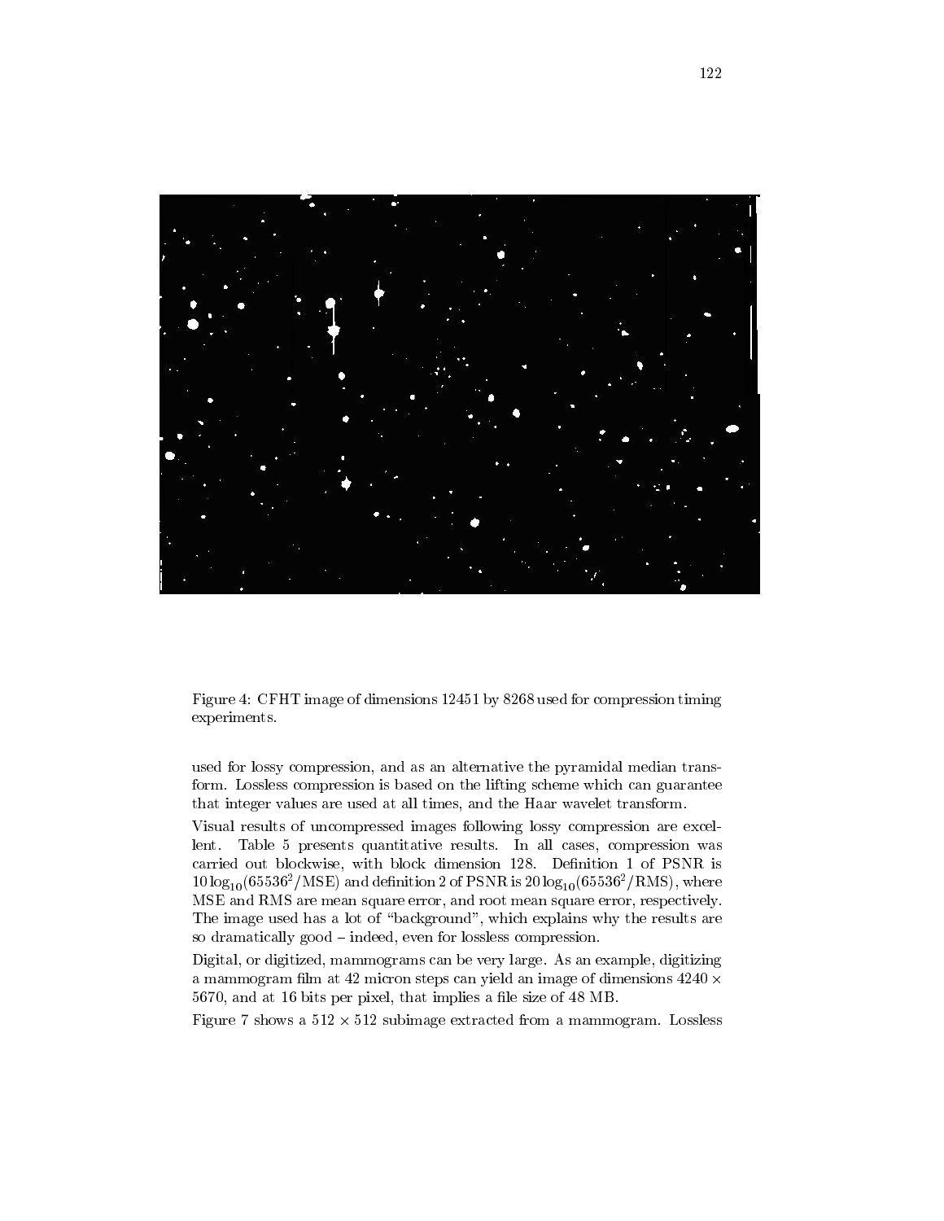Figure 4: CFHT image of dimensions 12451 by 8268 used for compression timing experiments.

used for lossy compression, and as an alternative the pyramidal median transform. Lossless compression is based on the lifting scheme which can guarantee that integer values are used at all times, and the Haar wavelet transform.

Visual results of uncompressed images following lossy compression are excellent. Table 5 presents quantitative results. In all cases, compression was carried out blockwise, with block dimension 128. Definition 1 of PSNR is $10 \log_{10}(65536^2/\mathrm{MSE})$ and definition 2 of PSNR is $20 \log_{10}(65536^2/\mathrm{RMS})$, where MSE and RMS are mean square error, and root mean square error, respectively. The image used has a lot of "background", which explains why the results are so dramatically good – indeed, even for lossless compression.

Digital, or digitized, mammograms can be very large. As an example, digitizing a mammogram film at 42 micron steps can yield an image of dimensions $4240 \times 5670$, and at 16 bits per pixel, that implies a file size of 48 MB.

Figure 7 shows a $512 \times 512$ subimage extracted from a mammogram. Lossless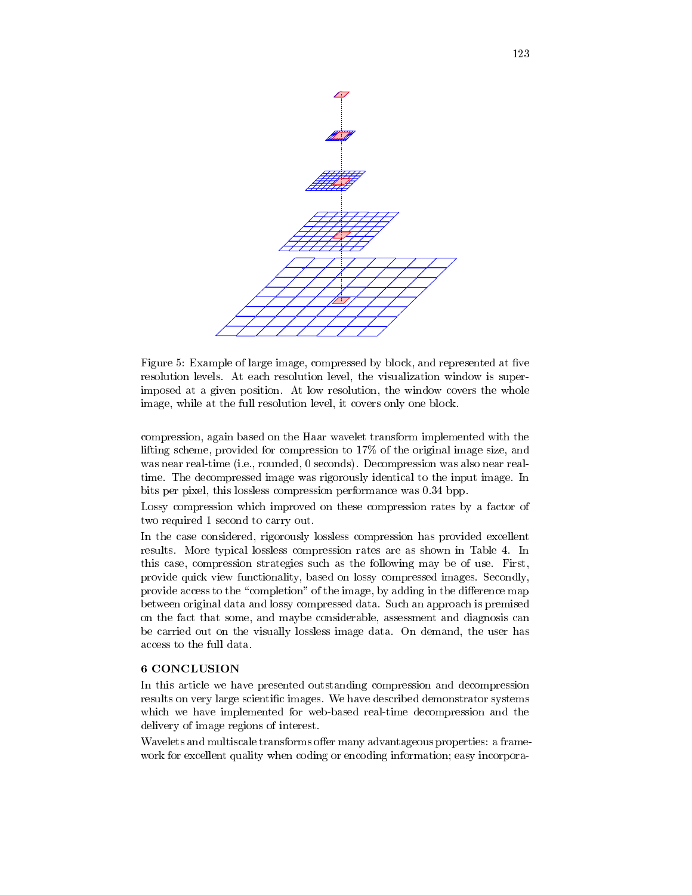Figure 5: Example of large image, compressed by block, and represented at five resolution levels. At each resolution level, the visualization window is superimposed at a given position. At low resolution, the window covers the whole image, while at the full resolution level, it covers only one block.

compression, again based on the Haar wavelet transform implemented with the lifting scheme, provided for compression to 17% of the original image size, and was near real-time (i.e., rounded, 0 seconds). Decompression was also near real-time. The decompressed image was rigorously identical to the input image. In bits per pixel, this lossless compression performance was 0.34 bpp.

Lossy compression which improved on these compression rates by a factor of two required 1 second to carry out.

In the case considered, rigorously lossless compression has provided excellent results. More typical lossless compression rates are as shown in Table 4. In this case, compression strategies such as the following may be of use. First, provide quick view functionality, based on lossy compressed images. Secondly, provide access to the "completion" of the image, by adding in the difference map between original data and lossy compressed data. Such an approach is premised on the fact that some, and maybe considerable, assessment and diagnosis can be carried out on the visually lossless image data. On demand, the user has access to the full data.

## 6 CONCLUSION

In this article we have presented outstanding compression and decompression results on very large scientific images. We have described demonstrator systems which we have implemented for web-based real-time decompression and the delivery of image regions of interest.

Wavelets and multiscale transforms offer many advantageous properties: a framework for excellent quality when coding or encoding information; easy incorpora-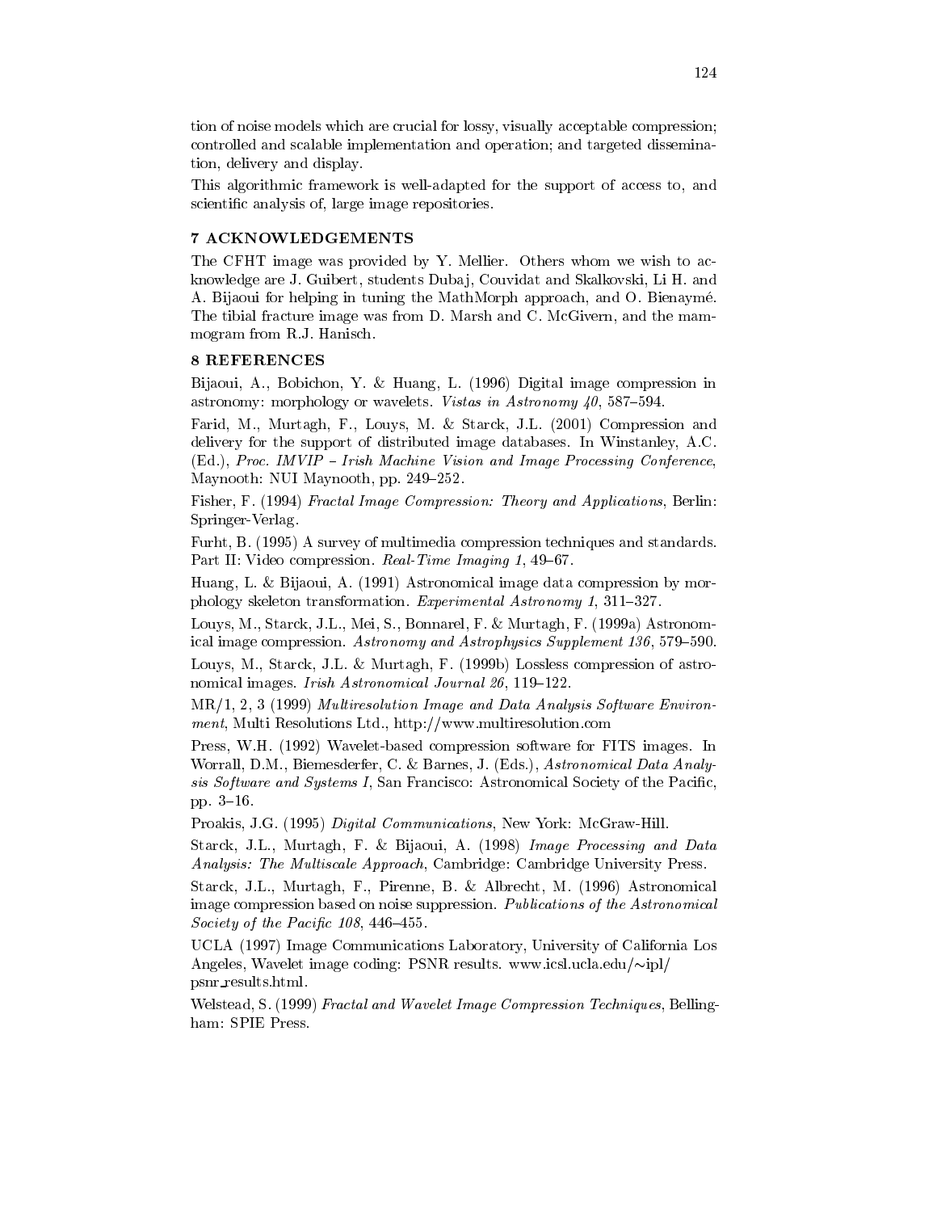tion of noise models which are crucial for lossy, visually acceptable compression; controlled and scalable implementation and operation; and targeted dissemination, delivery and display.

This algorithmic framework is well-adapted for the support of access to, and scientific analysis of, large image repositories.

## 7 ACKNOWLEDGEMENTS

The CFHT image was provided by Y. Mellier. Others whom we wish to acknowledge are J. Guibert, students Dubaj, Couvidat and Skalkovski, Li H. and A. Bijaoui for helping in tuning the MathMorph approach, and O. Bienaymé. The tibial fracture image was from D. Marsh and C. McGivern, and the mammogram from R.J. Hanisch.

## 8 REFERENCES

Bijaoui, A., Bobichon, Y. & Huang, L. (1996) Digital image compression in astronomy: morphology or wavelets. *Vistas in Astronomy 40*, 587–594.

Farid, M., Murtagh, F., Louys, M. & Starck, J.L. (2001) Compression and delivery for the support of distributed image databases. In Winstanley, A.C. (Ed.), *Proc. IMVIP – Irish Machine Vision and Image Processing Conference*, Maynooth: NUI Maynooth, pp. 249–252.

Fisher, F. (1994) *Fractal Image Compression: Theory and Applications*, Berlin: Springer-Verlag.

Furht, B. (1995) A survey of multimedia compression techniques and standards. Part II: Video compression. *Real-Time Imaging 1*, 49–67.

Huang, L. & Bijaoui, A. (1991) Astronomical image data compression by morphology skeleton transformation. *Experimental Astronomy 1*, 311–327.

Louys, M., Starck, J.L., Mei, S., Bonnarel, F. & Murtagh, F. (1999a) Astronomical image compression. *Astronomy and Astrophysics Supplement 136*, 579–590.

Louys, M., Starck, J.L. & Murtagh, F. (1999b) Lossless compression of astronomical images. *Irish Astronomical Journal 26*, 119–122.

MR/1, 2, 3 (1999) *Multiresolution Image and Data Analysis Software Environment*, Multi Resolutions Ltd., http://www.multiresolution.com

Press, W.H. (1992) Wavelet-based compression software for FITS images. In Worrall, D.M., Biemesderfer, C. & Barnes, J. (Eds.), *Astronomical Data Analysis Software and Systems I*, San Francisco: Astronomical Society of the Pacific, pp. 3–16.

Proakis, J.G. (1995) *Digital Communications*, New York: McGraw-Hill.

Starck, J.L., Murtagh, F. & Bijaoui, A. (1998) *Image Processing and Data Analysis: The Multiscale Approach*, Cambridge: Cambridge University Press.

Starck, J.L., Murtagh, F., Pirenne, B. & Albrecht, M. (1996) Astronomical image compression based on noise suppression. *Publications of the Astronomical Society of the Pacific 108*, 446–455.

UCLA (1997) Image Communications Laboratory, University of California Los Angeles, Wavelet image coding: PSNR results. www.icsl.ucla.edu/~ipl/psnr_results.html.

Welstead, S. (1999) *Fractal and Wavelet Image Compression Techniques*, Bellingham: SPIE Press.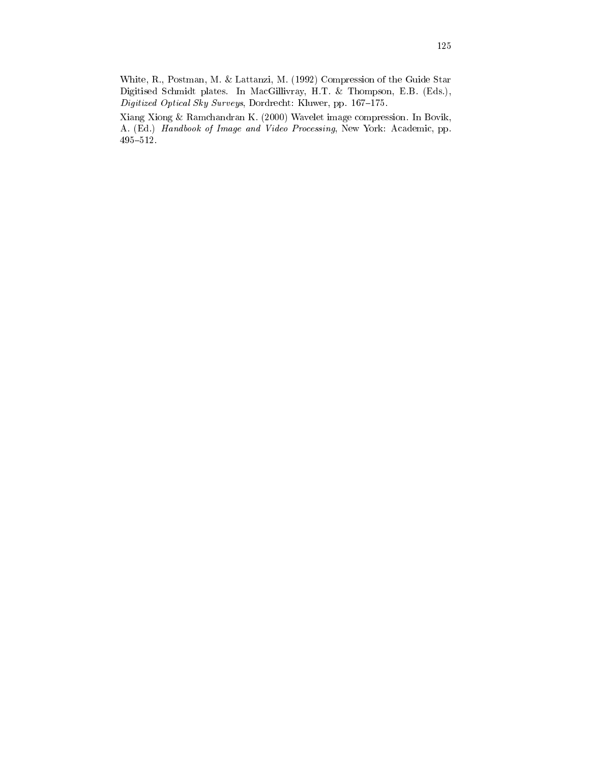White, R., Postman, M. & Lattanzi, M. (1992) Compression of the Guide Star Digitised Schmidt plates. In MacGillivray, H.T. & Thompson, E.B. (Eds.), *Digitized Optical Sky Surveys*, Dordrecht: Kluwer, pp. 167–175.

Xiang Xiong & Ramchandran K. (2000) Wavelet image compression. In Bovik, A. (Ed.) *Handbook of Image and Video Processing*, New York: Academic, pp. 495–512.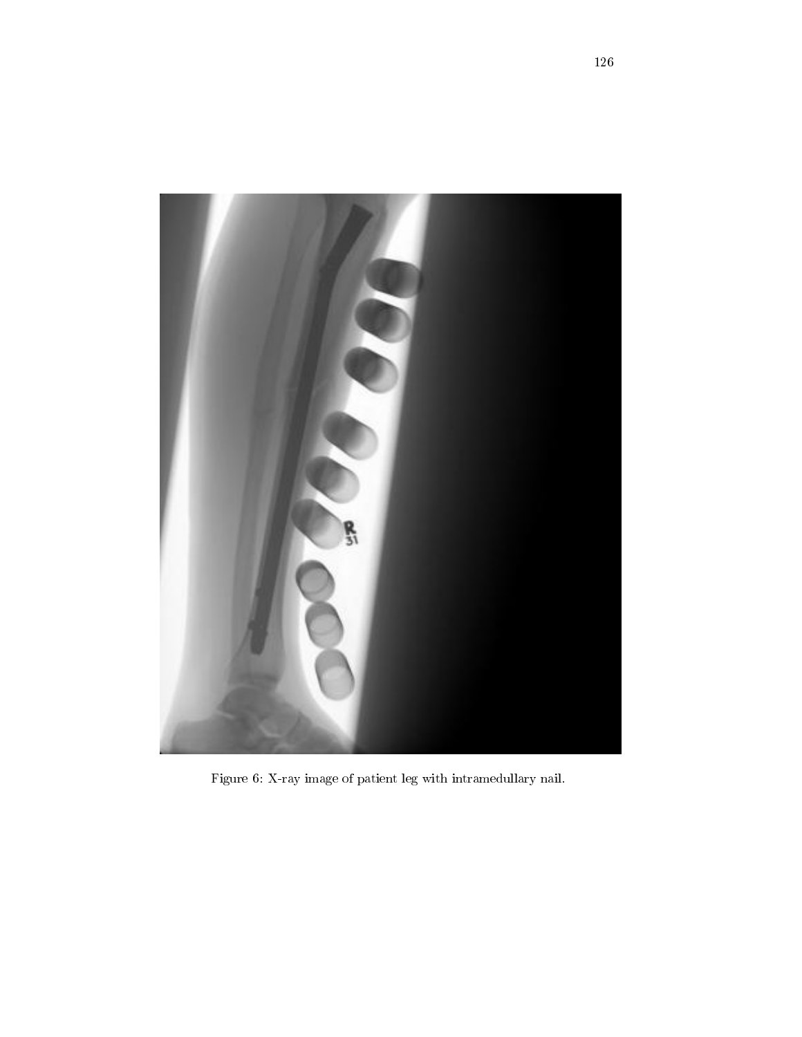Figure 6: X-ray image of patient leg with intramedullary nail.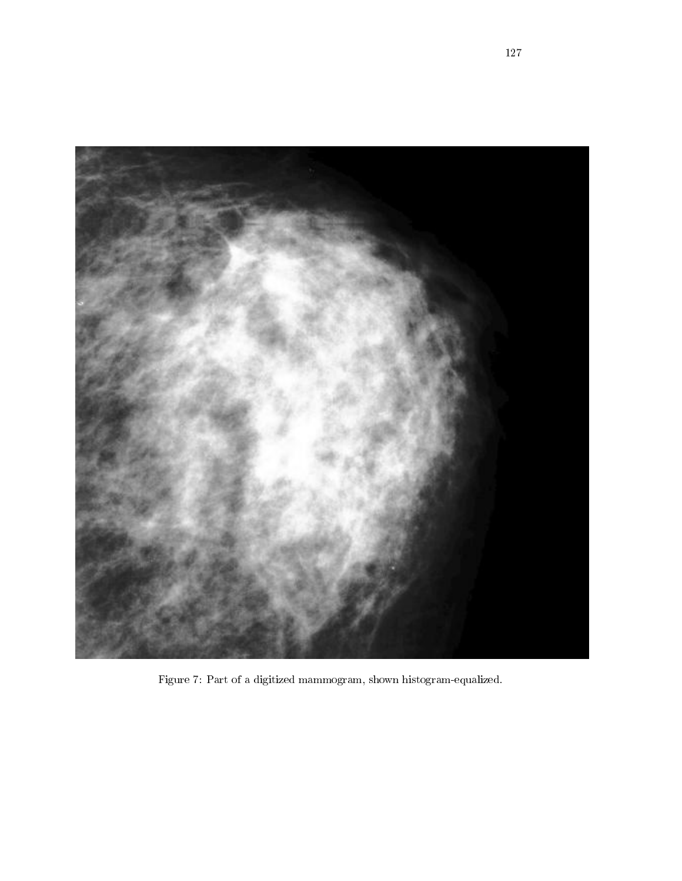Figure 7: Part of a digitized mammogram, shown histogram-equalized.